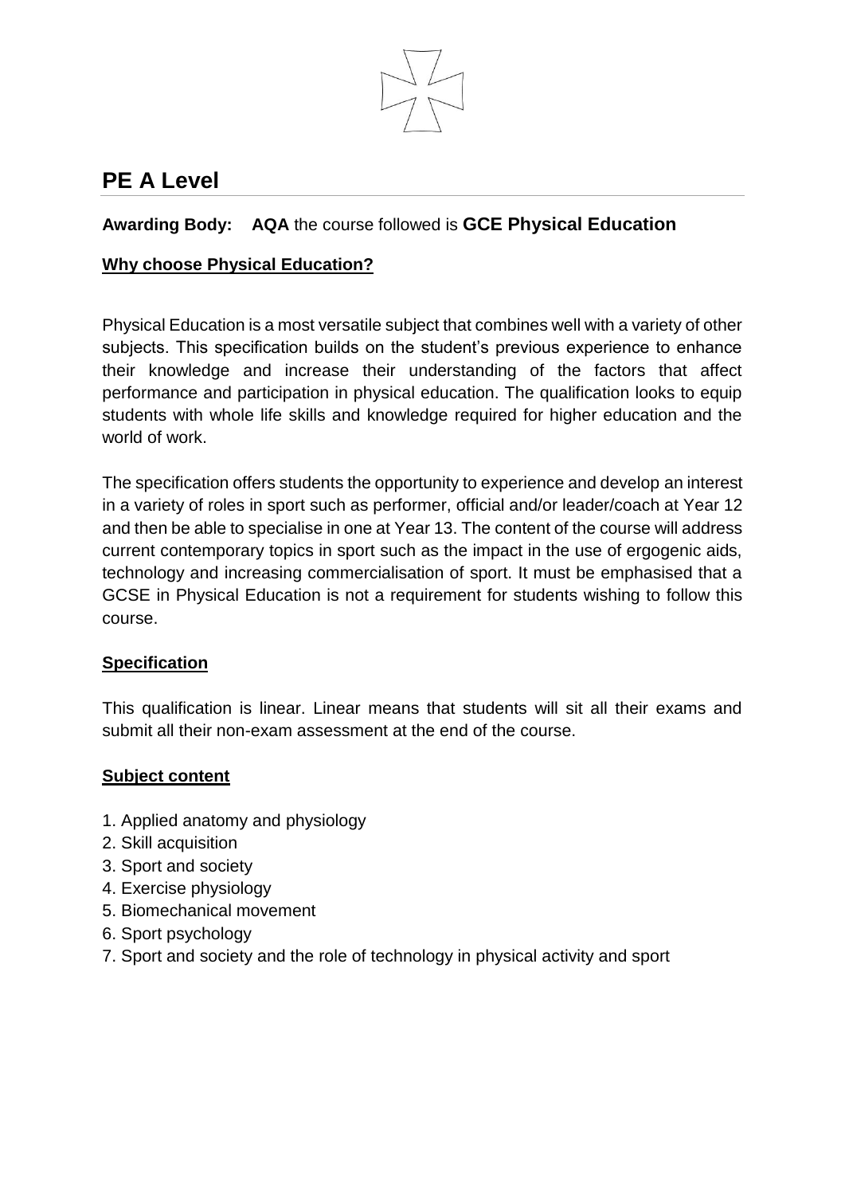# PE A Level

**Awarding Body: AQA** the course followed is **GCE Physical Education**

**Why choose Physical Education?**

Physical Education is a most versatile subject that combines well with a variety of other subjects. This specification builds on the student's previous experience to enhance their knowledge and increase their understanding of the factors that affect performance and participation in physical education. The qualification looks to equip students with whole life skills and knowledge required for higher education and the world of work.

The specification offers students the opportunity to experience and develop an interest in a variety of roles in sport such as performer, official and/or leader/coach at Year 12 and then be able to specialise in one at Year 13. The content of the course will address current contemporary topics in sport such as the impact in the use of ergogenic aids, technology and increasing commercialisation of sport. It must be emphasised that a GCSE in Physical Education is not a requirement for students wishing to follow this course.

**Specification**

This qualification is linear. Linear means that students will sit all their exams and submit all their non-exam assessment at the end of the course.

**Subject content**

1. Applied anatomy and physiology
2. Skill acquisition
3. Sport and society
4. Exercise physiology
5. Biomechanical movement
6. Sport psychology
7. Sport and society and the role of technology in physical activity and sport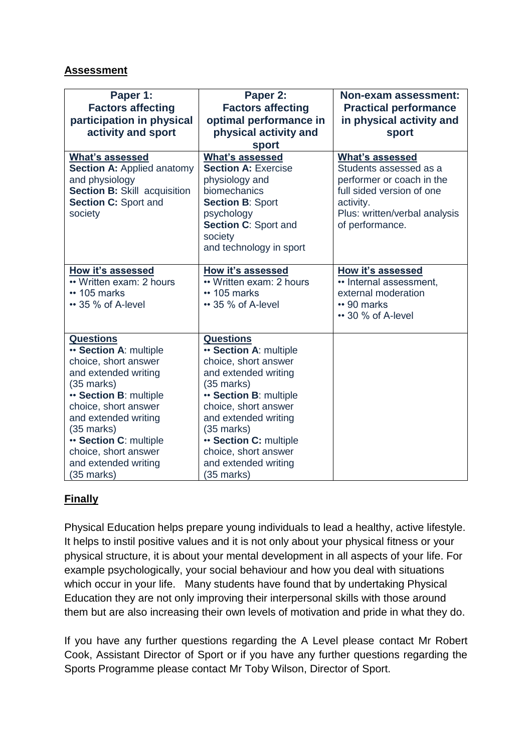## Assessment

| Paper 1: Factors affecting participation in physical activity and sport | Paper 2: Factors affecting optimal performance in physical activity and sport | Non-exam assessment: Practical performance in physical activity and sport |
|---|---|---|
| **What's assessed**<br>**Section A:** Applied anatomy and physiology<br>**Section B:** Skill acquisition<br>**Section C:** Sport and society | **What's assessed**<br>**Section A:** Exercise physiology and biomechanics<br>**Section B**: Sport psychology<br>**Section C**: Sport and society and technology in sport | **What's assessed**<br>Students assessed as a performer or coach in the full sided version of one activity.<br>Plus: written/verbal analysis of performance. |
| **How it's assessed**<br>•• Written exam: 2 hours<br>•• 105 marks<br>•• 35 % of A-level | **How it's assessed**<br>•• Written exam: 2 hours<br>•• 105 marks<br>•• 35 % of A-level | **How it's assessed**<br>•• Internal assessment, external moderation<br>•• 90 marks<br>•• 30 % of A-level |
| **Questions**<br>•• **Section A**: multiple choice, short answer and extended writing (35 marks)<br>•• **Section B**: multiple choice, short answer and extended writing (35 marks)<br>•• **Section C**: multiple choice, short answer and extended writing (35 marks) | **Questions**<br>•• **Section A**: multiple choice, short answer and extended writing (35 marks)<br>•• **Section B**: multiple choice, short answer and extended writing (35 marks)<br>•• **Section C:** multiple choice, short answer and extended writing (35 marks) | |

## Finally

Physical Education helps prepare young individuals to lead a healthy, active lifestyle. It helps to instil positive values and it is not only about your physical fitness or your physical structure, it is about your mental development in all aspects of your life. For example psychologically, your social behaviour and how you deal with situations which occur in your life. Many students have found that by undertaking Physical Education they are not only improving their interpersonal skills with those around them but are also increasing their own levels of motivation and pride in what they do.

If you have any further questions regarding the A Level please contact Mr Robert Cook, Assistant Director of Sport or if you have any further questions regarding the Sports Programme please contact Mr Toby Wilson, Director of Sport.